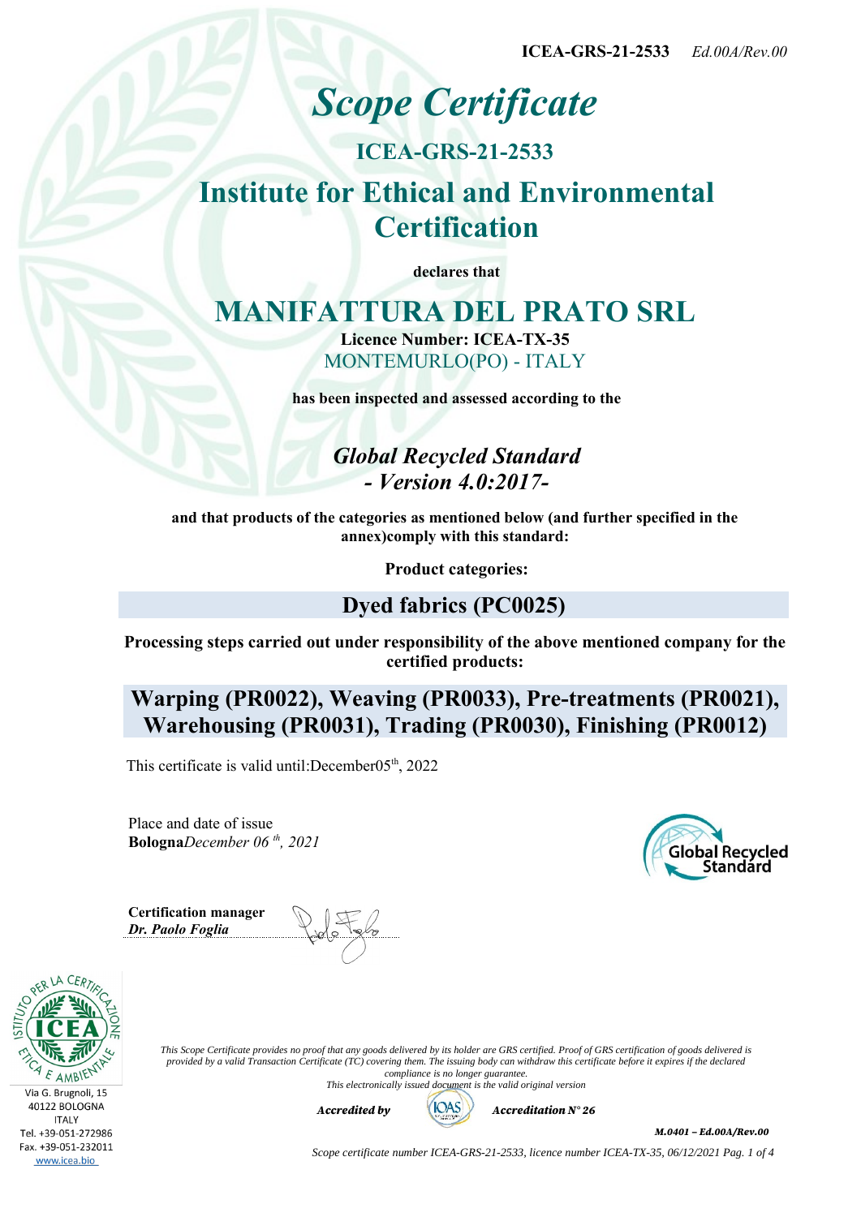ICEA-GRS-21-2533 *Ed.00A/Rev.00*

# *Scope Certificate*

## ICEA-GRS-21-2533

## Institute for Ethical and Environmental Certification

**declares that**

# MANIFATTURA DEL PRATO SRL

**Licence Number: ICEA-TX-35**

MONTEMURLO(PO) - ITALY

**has been inspected and assessed according to the**

## *Global Recycled Standard - Version 4.0:2017-*

**and that products of the categories as mentioned below (and further specified in the annex)comply with this standard:**

**Product categories:**

## Dyed fabrics (PC0025)

**Processing steps carried out under responsibility of the above mentioned company for the certified products:**

## Warping (PR0022), Weaving (PR0033), Pre-treatments (PR0021), Warehousing (PR0031), Trading (PR0030), Finishing (PR0012)

This certificate is valid until:December05th, 2022

Place and date of issue
**Bologna***December 06 th, 2021*

**Certification manager**
***Dr. Paolo Foglia***

Via G. Brugnoli, 15
40122 BOLOGNA
ITALY
Tel. +39-051-272986
Fax. +39-051-232011
www.icea.bio

*This Scope Certificate provides no proof that any goods delivered by its holder are GRS certified. Proof of GRS certification of goods delivered is provided by a valid Transaction Certificate (TC) covering them. The issuing body can withdraw this certificate before it expires if the declared compliance is no longer guarantee.*
*This electronically issued document is the valid original version*

***Accredited by*** IOAS ***Accreditation N° 26***

***M.0401 – Ed.00A/Rev.00***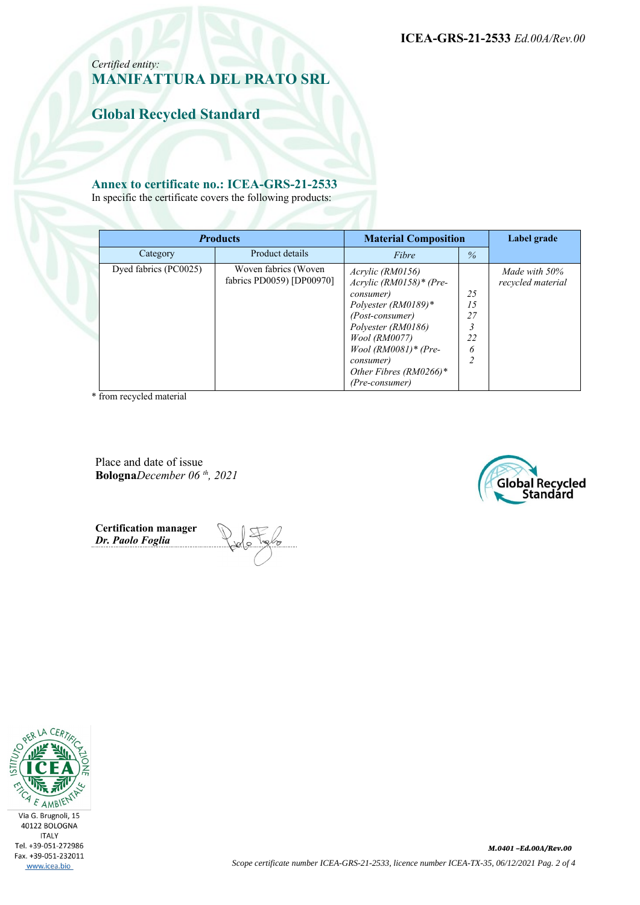ICEA-GRS-21-2533 *Ed.00A/Rev.00*

*Certified entity:*

## MANIFATTURA DEL PRATO SRL

## Global Recycled Standard

### Annex to certificate no.: ICEA-GRS-21-2533

In specific the certificate covers the following products:

| ***P**roducts* | | Material Composition | | Label grade |
|---|---|---|---|---|
| Category | Product details | *Fibre* | *%* | |
| Dyed fabrics (PC0025) | Woven fabrics (Woven fabrics PD0059) [DP00970] | *Acrylic (RM0156)*<br>*Acrylic (RM0158)* (Pre-consumer)*<br>*Polyester (RM0189)* (Post-consumer)*<br>*Polyester (RM0186)*<br>*Wool (RM0077)*<br>*Wool (RM0081)* (Pre-consumer)*<br>*Other Fibres (RM0266)* (Pre-consumer)* | *25*<br>*15*<br>*27*<br>*3*<br>*22*<br>*6*<br>*2* | *Made with 50% recycled material* |

\* from recycled material

Place and date of issue
**Bologna***December 06 th, 2021*

**Certification manager**
***Dr. Paolo Foglia***

Via G. Brugnoli, 15
40122 BOLOGNA
ITALY
Tel. +39-051-272986
Fax. +39-051-232011
www.icea.bio

***M.0401 –Ed.00A/Rev.00***

*Scope certificate number ICEA-GRS-21-2533, licence number ICEA-TX-35, 06/12/2021*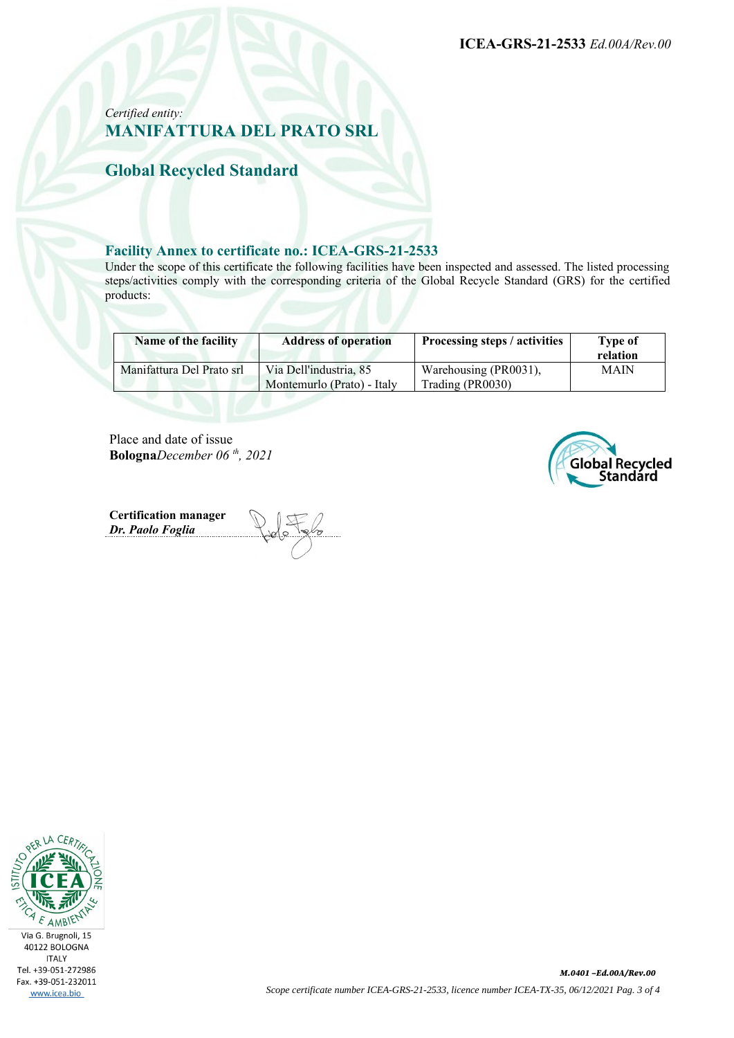**ICEA-GRS-21-2533** *Ed.00A/Rev.00*

*Certified entity:*

## MANIFATTURA DEL PRATO SRL

## Global Recycled Standard

### Facility Annex to certificate no.: ICEA-GRS-21-2533

Under the scope of this certificate the following facilities have been inspected and assessed. The listed processing steps/activities comply with the corresponding criteria of the Global Recycle Standard (GRS) for the certified products:

| Name of the facility | Address of operation | Processing steps / activities | Type of relation |
|---|---|---|---|
| Manifattura Del Prato srl | Via Dell'industria, 85 Montemurlo (Prato) - Italy | Warehousing (PR0031), Trading (PR0030) | MAIN |

Place and date of issue
**Bologna***December 06 th, 2021*

**Certification manager**
***Dr. Paolo Foglia***

Via G. Brugnoli, 15
40122 BOLOGNA
ITALY
Tel. +39-051-272986
Fax. +39-051-232011
www.icea.bio

***M.0401 –Ed.00A/Rev.00***

*Scope certificate number ICEA-GRS-21-2533, licence number ICEA-TX-35, 06/12/2021*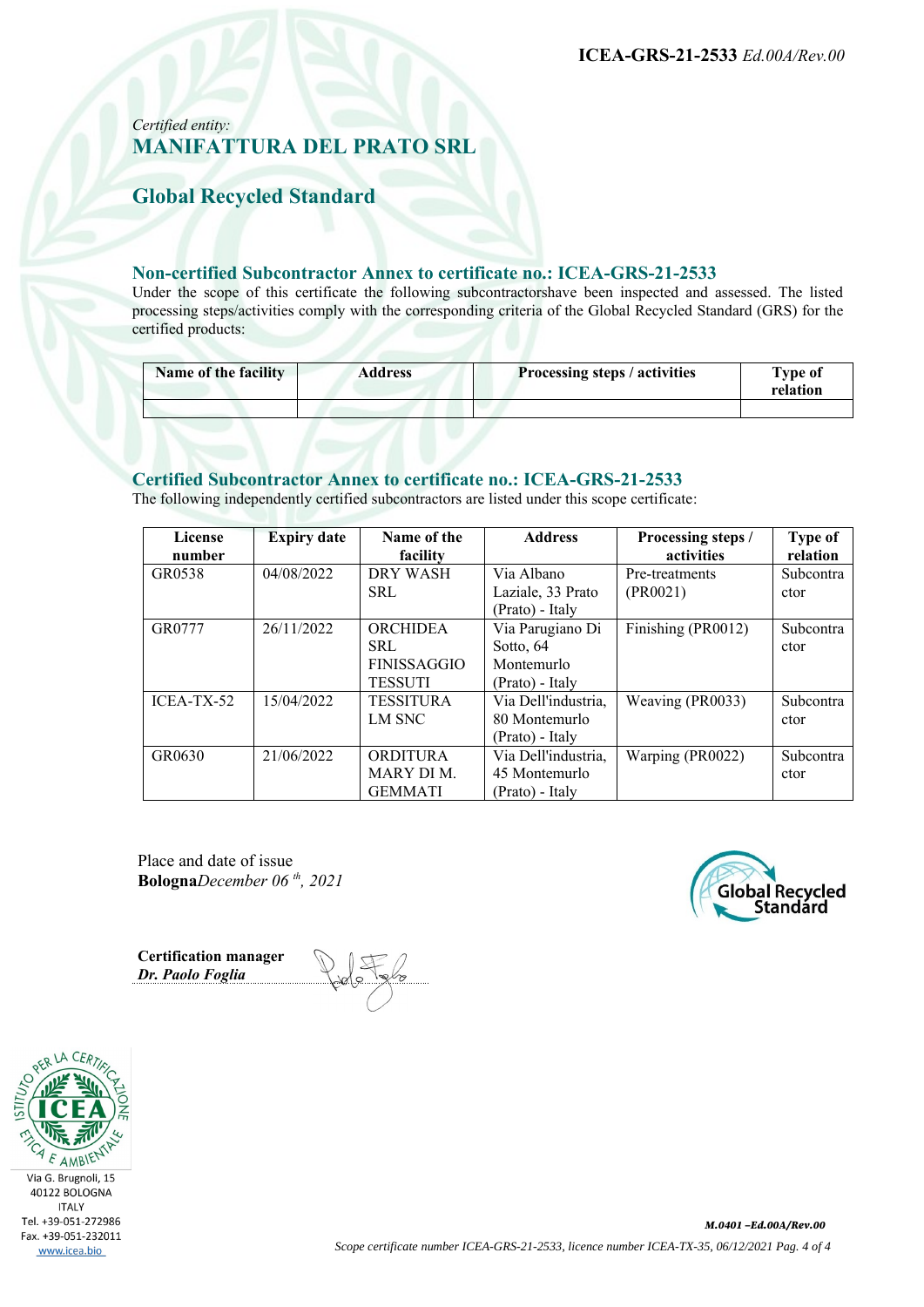**ICEA-GRS-21-2533** *Ed.00A/Rev.00*

*Certified entity:*

## MANIFATTURA DEL PRATO SRL

## Global Recycled Standard

### Non-certified Subcontractor Annex to certificate no.: ICEA-GRS-21-2533

Under the scope of this certificate the following subcontractorshave been inspected and assessed. The listed processing steps/activities comply with the corresponding criteria of the Global Recycled Standard (GRS) for the certified products:

| Name of the facility | Address | Processing steps / activities | Type of relation |
|---|---|---|---|
| | | | |

### Certified Subcontractor Annex to certificate no.: ICEA-GRS-21-2533

The following independently certified subcontractors are listed under this scope certificate:

| License number | Expiry date | Name of the facility | Address | Processing steps / activities | Type of relation |
|---|---|---|---|---|---|
| GR0538 | 04/08/2022 | DRY WASH SRL | Via Albano Laziale, 33 Prato (Prato) - Italy | Pre-treatments (PR0021) | Subcontractor |
| GR0777 | 26/11/2022 | ORCHIDEA SRL FINISSAGGIO TESSUTI | Via Parugiano Di Sotto, 64 Montemurlo (Prato) - Italy | Finishing (PR0012) | Subcontractor |
| ICEA-TX-52 | 15/04/2022 | TESSITURA LM SNC | Via Dell'industria, 80 Montemurlo (Prato) - Italy | Weaving (PR0033) | Subcontractor |
| GR0630 | 21/06/2022 | ORDITURA MARY DI M. GEMMATI | Via Dell'industria, 45 Montemurlo (Prato) - Italy | Warping (PR0022) | Subcontractor |

Place and date of issue
**Bologna***December 06 th, 2021*

**Certification manager**
***Dr. Paolo Foglia***

Via G. Brugnoli, 15
40122 BOLOGNA
ITALY
Tel. +39-051-272986
Fax. +39-051-232011
www.icea.bio

*M.0401 –Ed.00A/Rev.00*

*Scope certificate number ICEA-GRS-21-2533, licence number ICEA-TX-35, 06/12/2021*